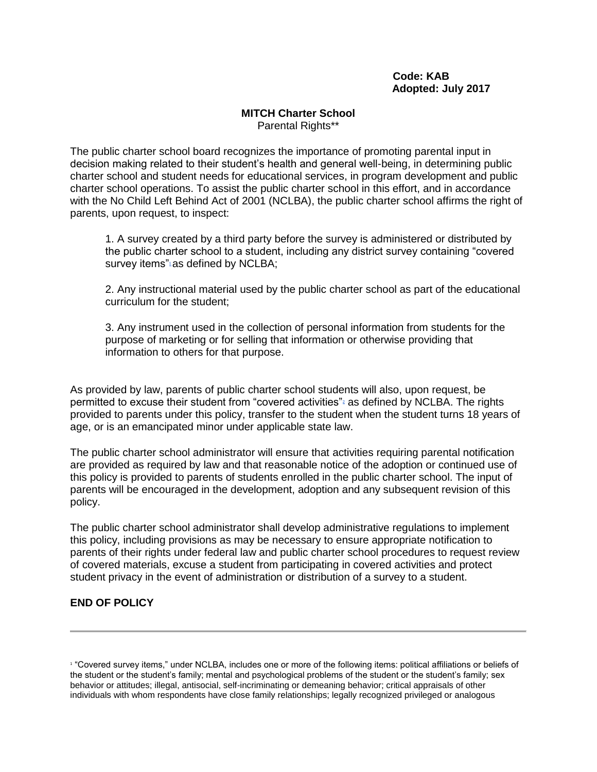**Code: KAB**
**Adopted: July 2017**

**MITCH Charter School**

Parental Rights**

The public charter school board recognizes the importance of promoting parental input in decision making related to their student's health and general well-being, in determining public charter school and student needs for educational services, in program development and public charter school operations. To assist the public charter school in this effort, and in accordance with the No Child Left Behind Act of 2001 (NCLBA), the public charter school affirms the right of parents, upon request, to inspect:

1. A survey created by a third party before the survey is administered or distributed by the public charter school to a student, including any district survey containing "covered survey items"[1] as defined by NCLBA;

2. Any instructional material used by the public charter school as part of the educational curriculum for the student;

3. Any instrument used in the collection of personal information from students for the purpose of marketing or for selling that information or otherwise providing that information to others for that purpose.

As provided by law, parents of public charter school students will also, upon request, be permitted to excuse their student from "covered activities"[2] as defined by NCLBA. The rights provided to parents under this policy, transfer to the student when the student turns 18 years of age, or is an emancipated minor under applicable state law.

The public charter school administrator will ensure that activities requiring parental notification are provided as required by law and that reasonable notice of the adoption or continued use of this policy is provided to parents of students enrolled in the public charter school. The input of parents will be encouraged in the development, adoption and any subsequent revision of this policy.

The public charter school administrator shall develop administrative regulations to implement this policy, including provisions as may be necessary to ensure appropriate notification to parents of their rights under federal law and public charter school procedures to request review of covered materials, excuse a student from participating in covered activities and protect student privacy in the event of administration or distribution of a survey to a student.

**END OF POLICY**

---

[1] "Covered survey items," under NCLBA, includes one or more of the following items: political affiliations or beliefs of the student or the student's family; mental and psychological problems of the student or the student's family; sex behavior or attitudes; illegal, antisocial, self-incriminating or demeaning behavior; critical appraisals of other individuals with whom respondents have close family relationships; legally recognized privileged or analogous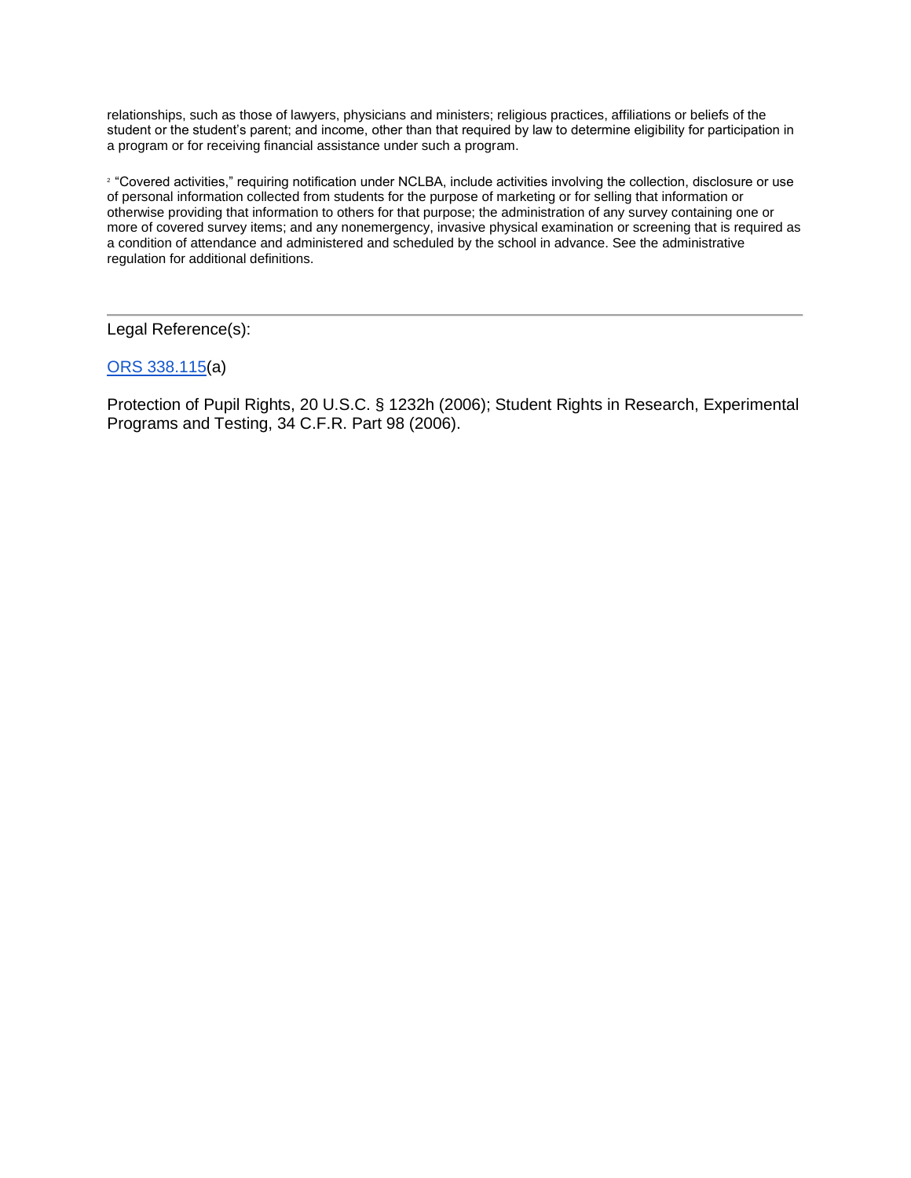relationships, such as those of lawyers, physicians and ministers; religious practices, affiliations or beliefs of the student or the student's parent; and income, other than that required by law to determine eligibility for participation in a program or for receiving financial assistance under such a program.

[2] "Covered activities," requiring notification under NCLBA, include activities involving the collection, disclosure or use of personal information collected from students for the purpose of marketing or for selling that information or otherwise providing that information to others for that purpose; the administration of any survey containing one or more of covered survey items; and any nonemergency, invasive physical examination or screening that is required as a condition of attendance and administered and scheduled by the school in advance. See the administrative regulation for additional definitions.

---

Legal Reference(s):

ORS 338.115(a)

Protection of Pupil Rights, 20 U.S.C. § 1232h (2006); Student Rights in Research, Experimental Programs and Testing, 34 C.F.R. Part 98 (2006).